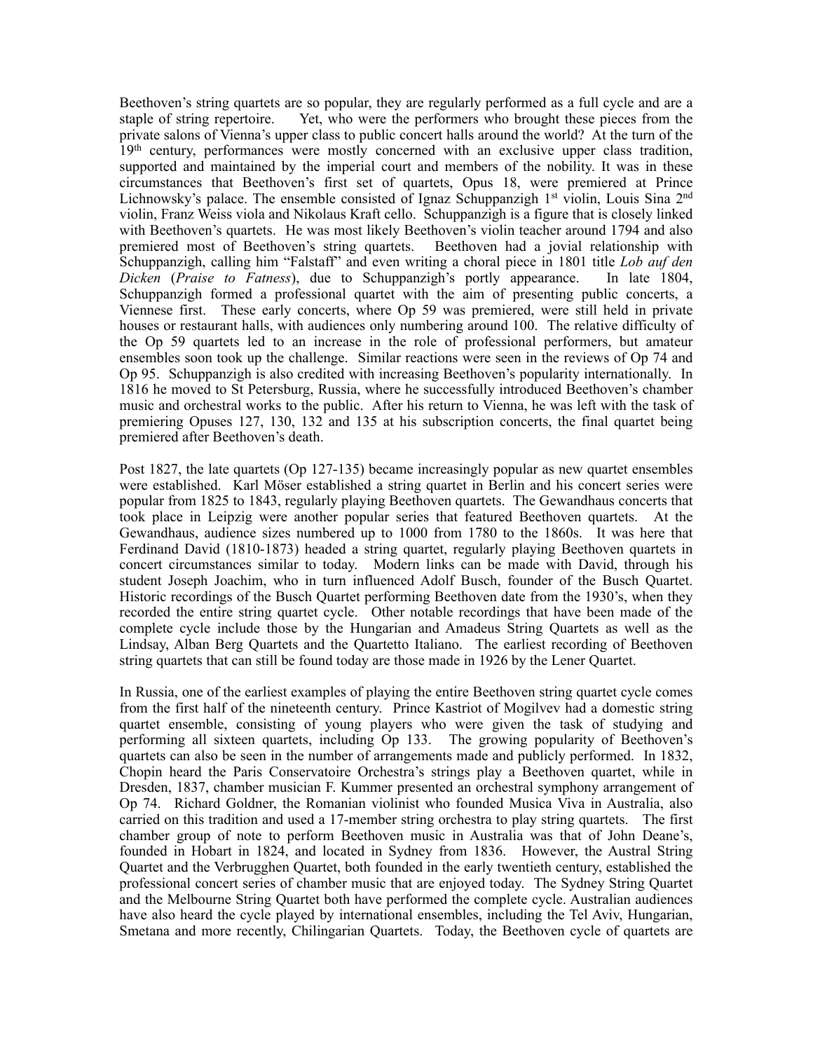Beethoven's string quartets are so popular, they are regularly performed as a full cycle and are a staple of string repertoire. Yet, who were the performers who brought these pieces from the private salons of Vienna's upper class to public concert halls around the world? At the turn of the 19th century, performances were mostly concerned with an exclusive upper class tradition, supported and maintained by the imperial court and members of the nobility. It was in these circumstances that Beethoven's first set of quartets, Opus 18, were premiered at Prince Lichnowsky's palace. The ensemble consisted of Ignaz Schuppanzigh 1st violin, Louis Sina 2nd violin, Franz Weiss viola and Nikolaus Kraft cello. Schuppanzigh is a figure that is closely linked with Beethoven's quartets. He was most likely Beethoven's violin teacher around 1794 and also premiered most of Beethoven's string quartets. Beethoven had a jovial relationship with Schuppanzigh, calling him "Falstaff" and even writing a choral piece in 1801 title *Lob auf den Dicken* (*Praise to Fatness*), due to Schuppanzigh's portly appearance. In late 1804, Schuppanzigh formed a professional quartet with the aim of presenting public concerts, a Viennese first. These early concerts, where Op 59 was premiered, were still held in private houses or restaurant halls, with audiences only numbering around 100. The relative difficulty of the Op 59 quartets led to an increase in the role of professional performers, but amateur ensembles soon took up the challenge. Similar reactions were seen in the reviews of Op 74 and Op 95. Schuppanzigh is also credited with increasing Beethoven's popularity internationally. In 1816 he moved to St Petersburg, Russia, where he successfully introduced Beethoven's chamber music and orchestral works to the public. After his return to Vienna, he was left with the task of premiering Opuses 127, 130, 132 and 135 at his subscription concerts, the final quartet being premiered after Beethoven's death.

Post 1827, the late quartets (Op 127-135) became increasingly popular as new quartet ensembles were established. Karl Möser established a string quartet in Berlin and his concert series were popular from 1825 to 1843, regularly playing Beethoven quartets. The Gewandhaus concerts that took place in Leipzig were another popular series that featured Beethoven quartets. At the Gewandhaus, audience sizes numbered up to 1000 from 1780 to the 1860s. It was here that Ferdinand David (1810-1873) headed a string quartet, regularly playing Beethoven quartets in concert circumstances similar to today. Modern links can be made with David, through his student Joseph Joachim, who in turn influenced Adolf Busch, founder of the Busch Quartet. Historic recordings of the Busch Quartet performing Beethoven date from the 1930's, when they recorded the entire string quartet cycle. Other notable recordings that have been made of the complete cycle include those by the Hungarian and Amadeus String Quartets as well as the Lindsay, Alban Berg Quartets and the Quartetto Italiano. The earliest recording of Beethoven string quartets that can still be found today are those made in 1926 by the Lener Quartet.

In Russia, one of the earliest examples of playing the entire Beethoven string quartet cycle comes from the first half of the nineteenth century. Prince Kastriot of Mogilvev had a domestic string quartet ensemble, consisting of young players who were given the task of studying and performing all sixteen quartets, including Op 133. The growing popularity of Beethoven's quartets can also be seen in the number of arrangements made and publicly performed. In 1832, Chopin heard the Paris Conservatoire Orchestra's strings play a Beethoven quartet, while in Dresden, 1837, chamber musician F. Kummer presented an orchestral symphony arrangement of Op 74. Richard Goldner, the Romanian violinist who founded Musica Viva in Australia, also carried on this tradition and used a 17-member string orchestra to play string quartets. The first chamber group of note to perform Beethoven music in Australia was that of John Deane's, founded in Hobart in 1824, and located in Sydney from 1836. However, the Austral String Quartet and the Verbrugghen Quartet, both founded in the early twentieth century, established the professional concert series of chamber music that are enjoyed today. The Sydney String Quartet and the Melbourne String Quartet both have performed the complete cycle. Australian audiences have also heard the cycle played by international ensembles, including the Tel Aviv, Hungarian, Smetana and more recently, Chilingarian Quartets. Today, the Beethoven cycle of quartets are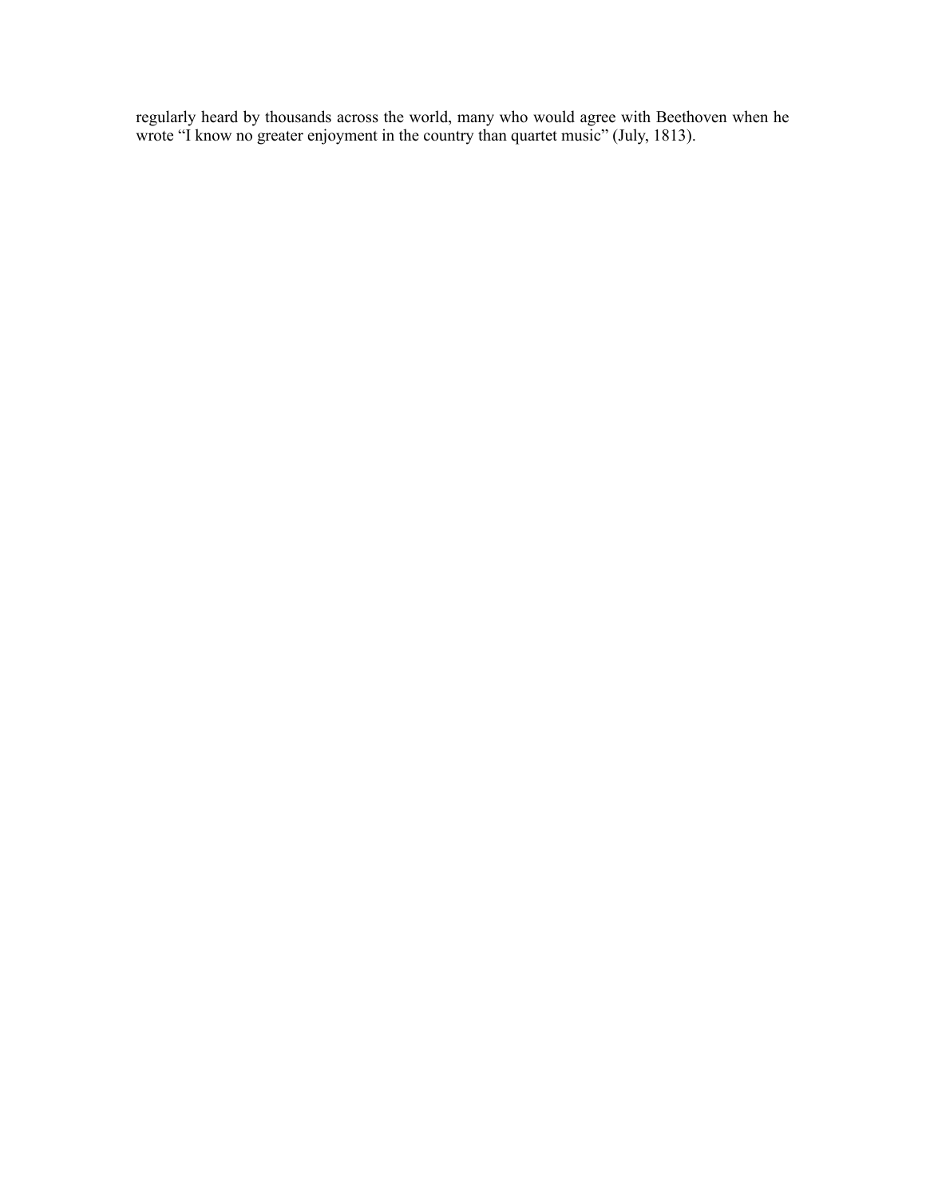regularly heard by thousands across the world, many who would agree with Beethoven when he wrote “I know no greater enjoyment in the country than quartet music” (July, 1813).